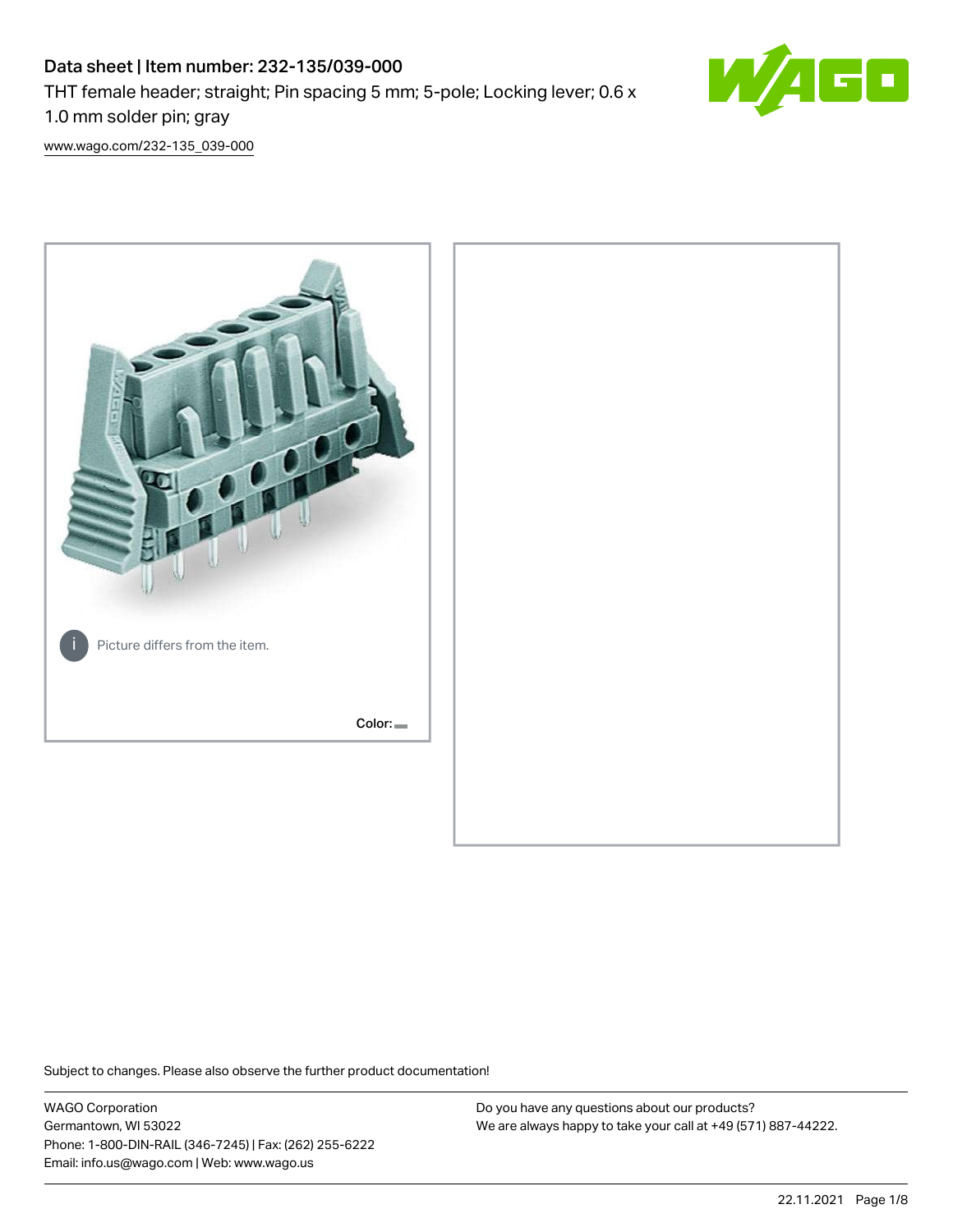# Data sheet | Item number: 232-135/039-000

THT female header; straight; Pin spacing 5 mm; 5-pole; Locking lever; 0.6 x 1.0 mm solder pin; gray

www.wago.com/232-135_039-000

Picture differs from the item.

Color:

Subject to changes. Please also observe the further product documentation!

WAGO Corporation
Germantown, WI 53022
Phone: 1-800-DIN-RAIL (346-7245) | Fax: (262) 255-6222
Email: info.us@wago.com | Web: www.wago.us

Do you have any questions about our products?
We are always happy to take your call at +49 (571) 887-44222.

22.11.2021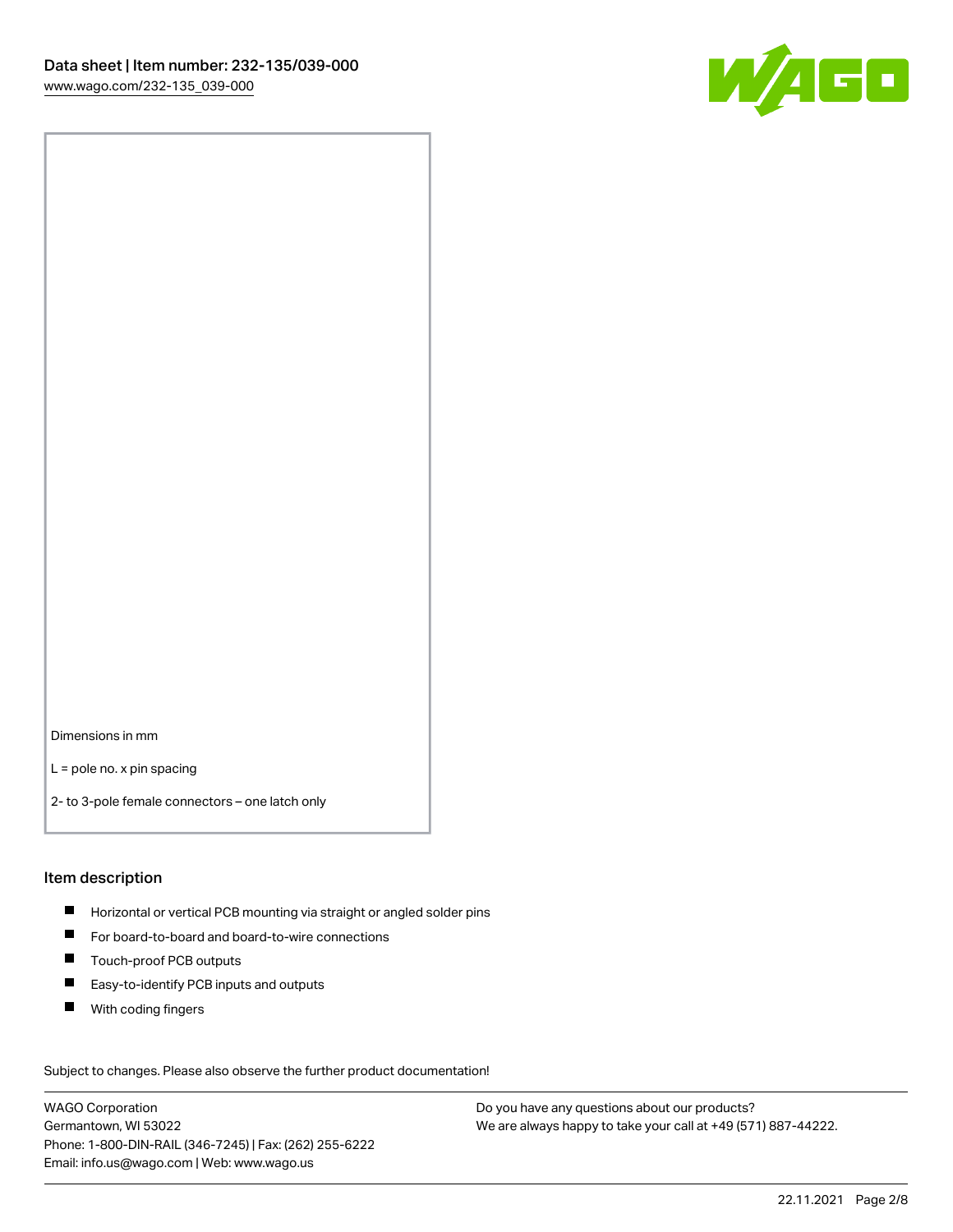Dimensions in mm

L = pole no. x pin spacing

2- to 3-pole female connectors – one latch only

## Item description

- Horizontal or vertical PCB mounting via straight or angled solder pins
- For board-to-board and board-to-wire connections
- Touch-proof PCB outputs
- Easy-to-identify PCB inputs and outputs
- With coding fingers

Subject to changes. Please also observe the further product documentation!

WAGO Corporation
Germantown, WI 53022
Phone: 1-800-DIN-RAIL (346-7245) | Fax: (262) 255-6222
Email: info.us@wago.com | Web: www.wago.us

Do you have any questions about our products?
We are always happy to take your call at +49 (571) 887-44222.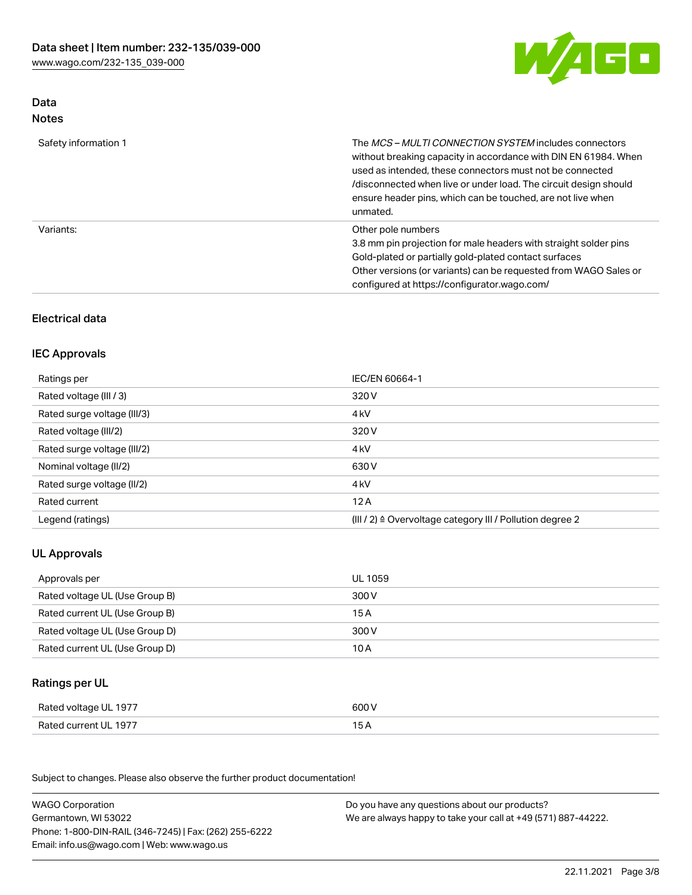## Data

### Notes

| | |
|---|---|
| Safety information 1 | The *MCS – MULTI CONNECTION SYSTEM* includes connectors without breaking capacity in accordance with DIN EN 61984. When used as intended, these connectors must not be connected /disconnected when live or under load. The circuit design should ensure header pins, which can be touched, are not live when unmated. |
| Variants: | Other pole numbers<br>3.8 mm pin projection for male headers with straight solder pins<br>Gold-plated or partially gold-plated contact surfaces<br>Other versions (or variants) can be requested from WAGO Sales or configured at https://configurator.wago.com/ |

## Electrical data

### IEC Approvals

| | |
|---|---|
| Ratings per | IEC/EN 60664-1 |
| Rated voltage (III / 3) | 320 V |
| Rated surge voltage (III/3) | 4 kV |
| Rated voltage (III/2) | 320 V |
| Rated surge voltage (III/2) | 4 kV |
| Nominal voltage (II/2) | 630 V |
| Rated surge voltage (II/2) | 4 kV |
| Rated current | 12 A |
| Legend (ratings) | (III / 2) ≙ Overvoltage category III / Pollution degree 2 |

### UL Approvals

| | |
|---|---|
| Approvals per | UL 1059 |
| Rated voltage UL (Use Group B) | 300 V |
| Rated current UL (Use Group B) | 15 A |
| Rated voltage UL (Use Group D) | 300 V |
| Rated current UL (Use Group D) | 10 A |

### Ratings per UL

| | |
|---|---|
| Rated voltage UL 1977 | 600 V |
| Rated current UL 1977 | 15 A |

Subject to changes. Please also observe the further product documentation!

WAGO Corporation
Germantown, WI 53022
Phone: 1-800-DIN-RAIL (346-7245) | Fax: (262) 255-6222
Email: info.us@wago.com | Web: www.wago.us

Do you have any questions about our products?
We are always happy to take your call at +49 (571) 887-44222.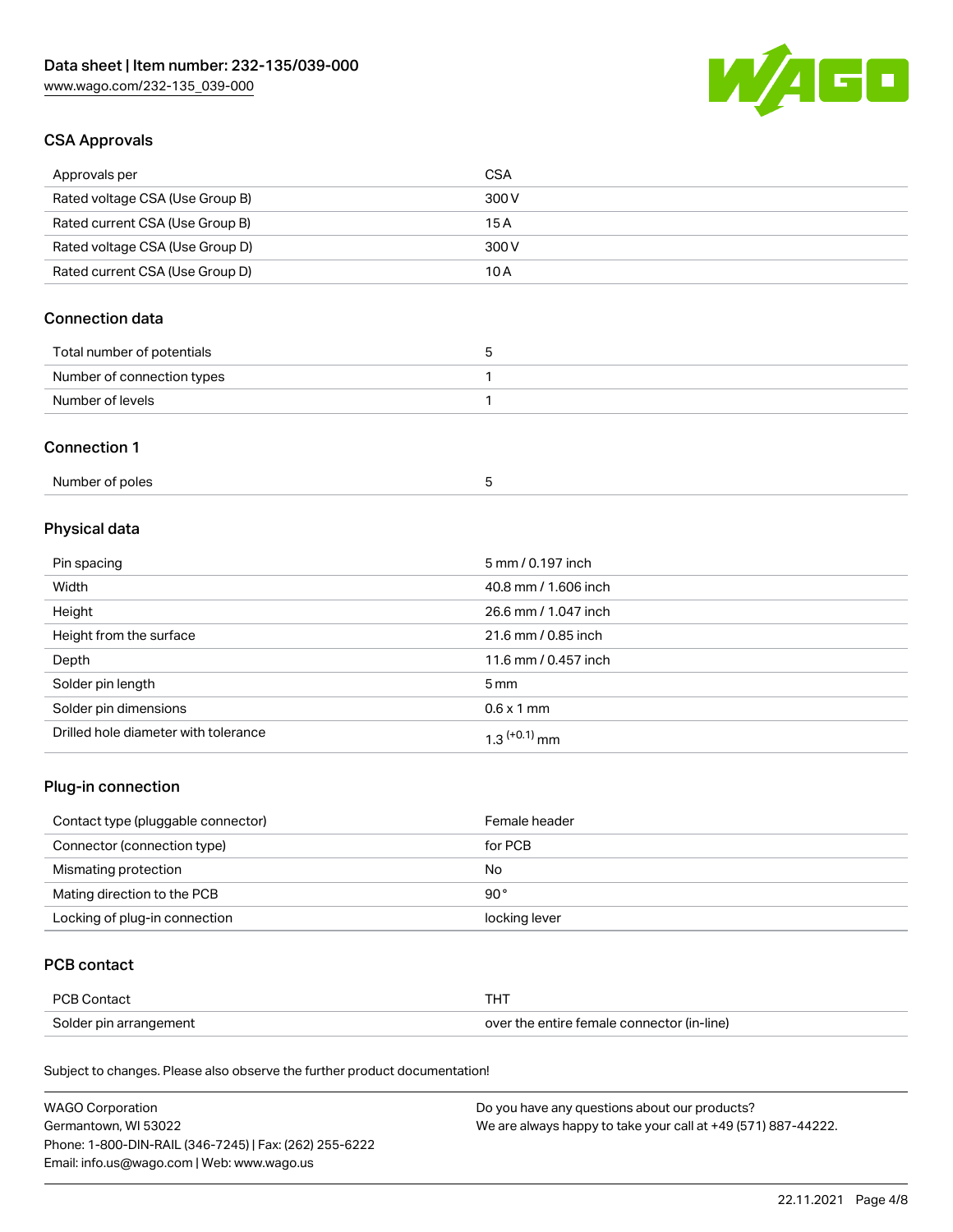## CSA Approvals

| | |
|---|---|
| Approvals per | CSA |
| Rated voltage CSA (Use Group B) | 300 V |
| Rated current CSA (Use Group B) | 15 A |
| Rated voltage CSA (Use Group D) | 300 V |
| Rated current CSA (Use Group D) | 10 A |

## Connection data

| | |
|---|---|
| Total number of potentials | 5 |
| Number of connection types | 1 |
| Number of levels | 1 |

## Connection 1

| | |
|---|---|
| Number of poles | 5 |

## Physical data

| | |
|---|---|
| Pin spacing | 5 mm / 0.197 inch |
| Width | 40.8 mm / 1.606 inch |
| Height | 26.6 mm / 1.047 inch |
| Height from the surface | 21.6 mm / 0.85 inch |
| Depth | 11.6 mm / 0.457 inch |
| Solder pin length | 5 mm |
| Solder pin dimensions | 0.6 x 1 mm |
| Drilled hole diameter with tolerance | $1.3^{(+0.1)}$ mm |

## Plug-in connection

| | |
|---|---|
| Contact type (pluggable connector) | Female header |
| Connector (connection type) | for PCB |
| Mismating protection | No |
| Mating direction to the PCB | 90 ° |
| Locking of plug-in connection | locking lever |

## PCB contact

| | |
|---|---|
| PCB Contact | THT |
| Solder pin arrangement | over the entire female connector (in-line) |

Subject to changes. Please also observe the further product documentation!

WAGO Corporation
Germantown, WI 53022
Phone: 1-800-DIN-RAIL (346-7245) | Fax: (262) 255-6222
Email: info.us@wago.com | Web: www.wago.us

Do you have any questions about our products?
We are always happy to take your call at +49 (571) 887-44222.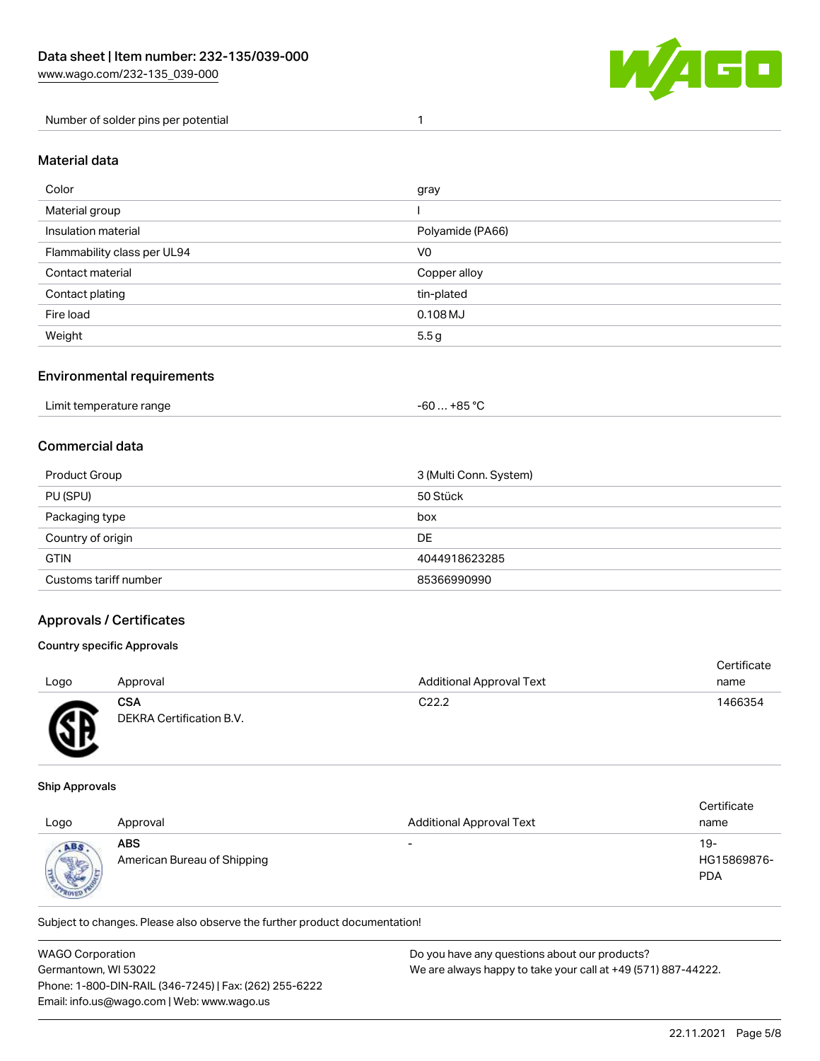| Number of solder pins per potential | 1 |
| --- | --- |

## Material data

| Color | gray |
| --- | --- |
| Material group | I |
| Insulation material | Polyamide (PA66) |
| Flammability class per UL94 | V0 |
| Contact material | Copper alloy |
| Contact plating | tin-plated |
| Fire load | 0.108 MJ |
| Weight | 5.5 g |

## Environmental requirements

| Limit temperature range | -60 … +85 °C |
| --- | --- |

## Commercial data

| Product Group | 3 (Multi Conn. System) |
| --- | --- |
| PU (SPU) | 50 Stück |
| Packaging type | box |
| Country of origin | DE |
| GTIN | 4044918623285 |
| Customs tariff number | 85366990990 |

## Approvals / Certificates

### Country specific Approvals

| Logo | Approval | Additional Approval Text | Certificate name |
| --- | --- | --- | --- |
| | **CSA** DEKRA Certification B.V. | C22.2 | 1466354 |

### Ship Approvals

| Logo | Approval | Additional Approval Text | Certificate name |
| --- | --- | --- | --- |
| | **ABS** American Bureau of Shipping | - | 19-HG15869876-PDA |

Subject to changes. Please also observe the further product documentation!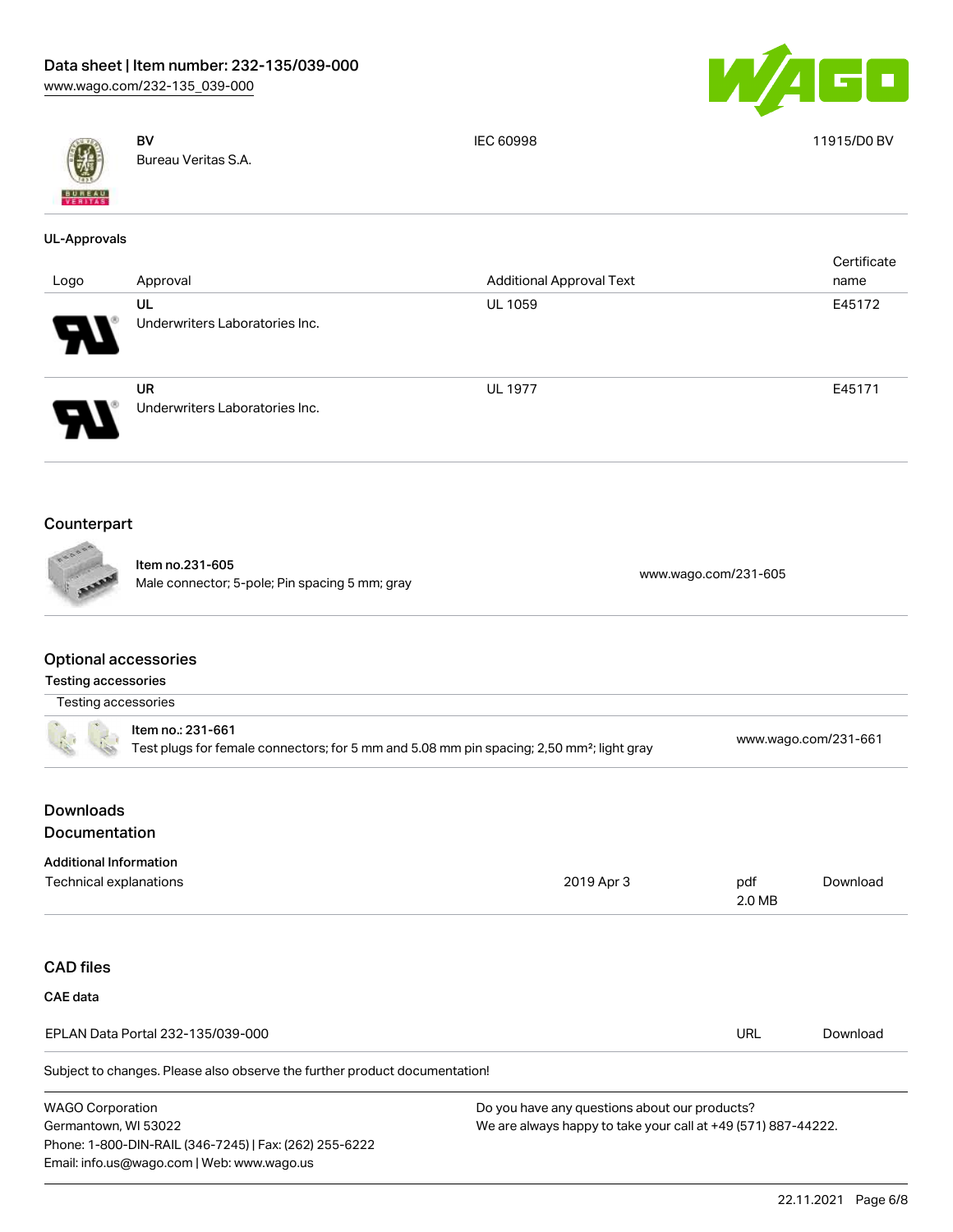| | | | |
|---|---|---|---|
| | **BV**<br>Bureau Veritas S.A. | IEC 60998 | 11915/D0 BV |

**UL-Approvals**

| Logo | Approval | Additional Approval Text | Certificate name |
|---|---|---|---|
| | **UL**<br>Underwriters Laboratories Inc. | UL 1059 | E45172 |
| | **UR**<br>Underwriters Laboratories Inc. | UL 1977 | E45171 |

## Counterpart

| | | |
|---|---|---|
| | **Item no.231-605**<br>Male connector; 5-pole; Pin spacing 5 mm; gray | www.wago.com/231-605 |

## Optional accessories

**Testing accessories**

Testing accessories

| | | |
|---|---|---|
| | **Item no.: 231-661**<br>Test plugs for female connectors; for 5 mm and 5.08 mm pin spacing; 2,50 mm²; light gray | www.wago.com/231-661 |

## Downloads

## Documentation

**Additional Information**

| | | | |
|---|---|---|---|
| Technical explanations | 2019 Apr 3 | pdf<br>2.0 MB | Download |

## CAD files

**CAE data**

| | | |
|---|---|---|
| EPLAN Data Portal 232-135/039-000 | URL | Download |

Subject to changes. Please also observe the further product documentation!

WAGO Corporation
Germantown, WI 53022
Phone: 1-800-DIN-RAIL (346-7245) | Fax: (262) 255-6222
Email: info.us@wago.com | Web: www.wago.us

Do you have any questions about our products?
We are always happy to take your call at +49 (571) 887-44222.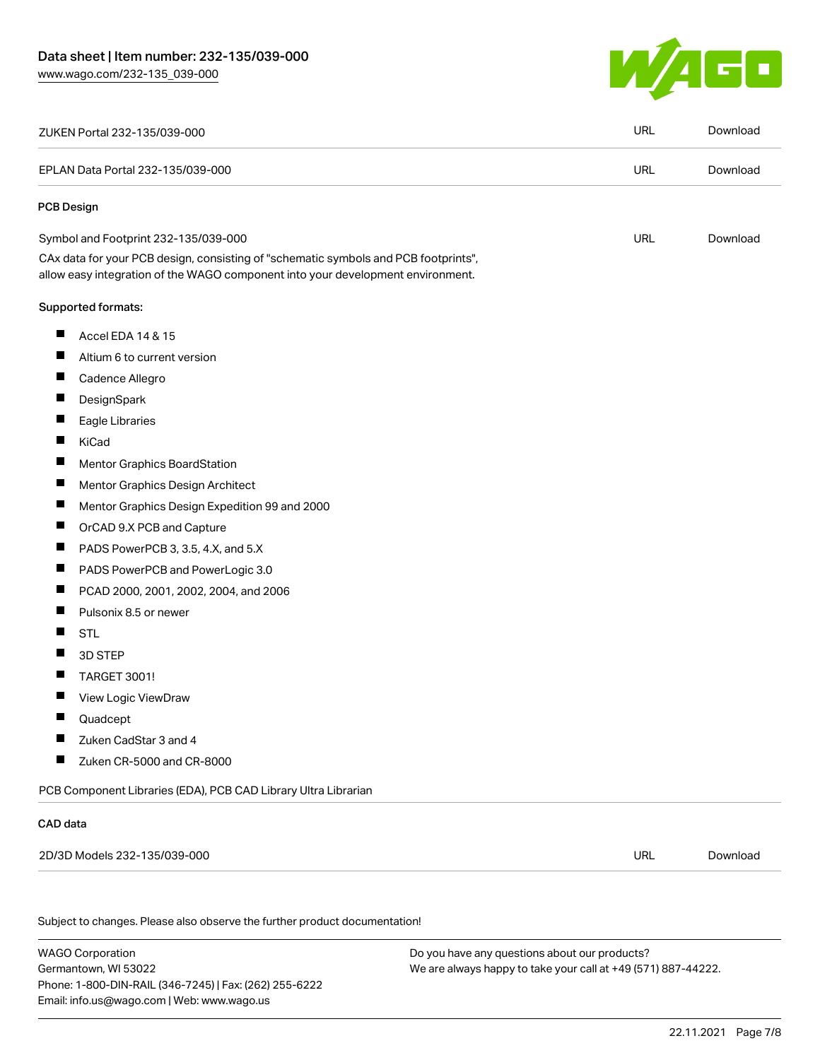| | | |
|---|---|---|
| ZUKEN Portal 232-135/039-000 | URL | Download |
| EPLAN Data Portal 232-135/039-000 | URL | Download |

### PCB Design

| | | |
|---|---|---|
| Symbol and Footprint 232-135/039-000 | URL | Download |

CAx data for your PCB design, consisting of "schematic symbols and PCB footprints", allow easy integration of the WAGO component into your development environment.

Supported formats:

- Accel EDA 14 & 15
- Altium 6 to current version
- Cadence Allegro
- DesignSpark
- Eagle Libraries
- KiCad
- Mentor Graphics BoardStation
- Mentor Graphics Design Architect
- Mentor Graphics Design Expedition 99 and 2000
- OrCAD 9.X PCB and Capture
- PADS PowerPCB 3, 3.5, 4.X, and 5.X
- PADS PowerPCB and PowerLogic 3.0
- PCAD 2000, 2001, 2002, 2004, and 2006
- Pulsonix 8.5 or newer
- STL
- 3D STEP
- TARGET 3001!
- View Logic ViewDraw
- Quadcept
- Zuken CadStar 3 and 4
- Zuken CR-5000 and CR-8000

PCB Component Libraries (EDA), PCB CAD Library Ultra Librarian

### CAD data

| | | |
|---|---|---|
| 2D/3D Models 232-135/039-000 | URL | Download |

Subject to changes. Please also observe the further product documentation!

WAGO Corporation
Germantown, WI 53022
Phone: 1-800-DIN-RAIL (346-7245) | Fax: (262) 255-6222
Email: info.us@wago.com | Web: www.wago.us

Do you have any questions about our products?
We are always happy to take your call at +49 (571) 887-44222.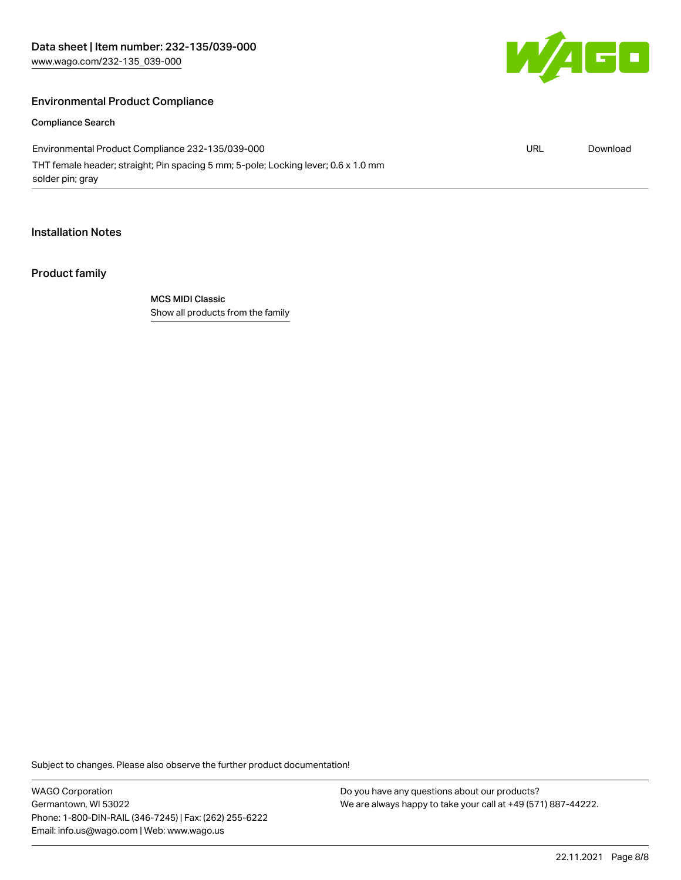## Environmental Product Compliance

### Compliance Search

| | | |
|---|---|---|
| Environmental Product Compliance 232-135/039-000<br>THT female header; straight; Pin spacing 5 mm; 5-pole; Locking lever; 0.6 x 1.0 mm solder pin; gray | URL | Download |

## Installation Notes

## Product family

**MCS MIDI Classic**
Show all products from the family

Subject to changes. Please also observe the further product documentation!

WAGO Corporation
Germantown, WI 53022
Phone: 1-800-DIN-RAIL (346-7245) | Fax: (262) 255-6222
Email: info.us@wago.com | Web: www.wago.us

Do you have any questions about our products?
We are always happy to take your call at +49 (571) 887-44222.